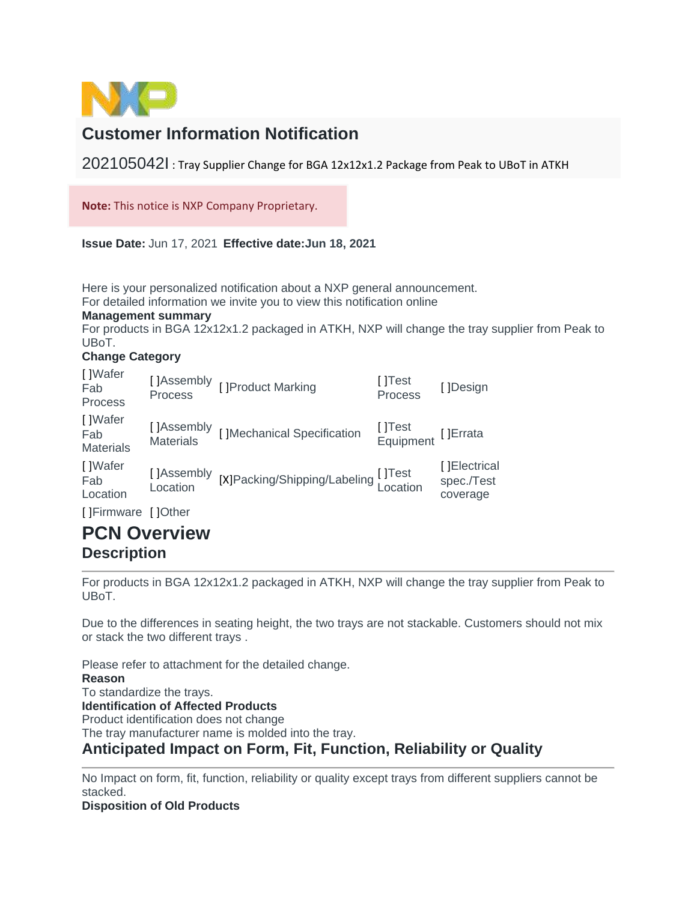# Customer Information Notification

202105042I : Tray Supplier Change for BGA 12x12x1.2 Package from Peak to UBoT in ATKH

**Note:** This notice is NXP Company Proprietary.

**Issue Date:** Jun 17, 2021 **Effective date:Jun 18, 2021**

Here is your personalized notification about a NXP general announcement.
For detailed information we invite you to view this notification online

**Management summary**

For products in BGA 12x12x1.2 packaged in ATKH, NXP will change the tray supplier from Peak to UBoT.

**Change Category**

| | | | | |
|---|---|---|---|---|
| [ ]Wafer Fab Process | [ ]Assembly Process | [ ]Product Marking | [ ]Test Process | [ ]Design |
| [ ]Wafer Fab Materials | [ ]Assembly Materials | [ ]Mechanical Specification | [ ]Test Equipment | [ ]Errata |
| [ ]Wafer Fab Location | [ ]Assembly Location | [X]Packing/Shipping/Labeling | [ ]Test Location | [ ]Electrical spec./Test coverage |
| [ ]Firmware | [ ]Other | | | |

# PCN Overview

## Description

For products in BGA 12x12x1.2 packaged in ATKH, NXP will change the tray supplier from Peak to UBoT.

Due to the differences in seating height, the two trays are not stackable. Customers should not mix or stack the two different trays .

Please refer to attachment for the detailed change.

**Reason**

To standardize the trays.

**Identification of Affected Products**

Product identification does not change
The tray manufacturer name is molded into the tray.

## Anticipated Impact on Form, Fit, Function, Reliability or Quality

No Impact on form, fit, function, reliability or quality except trays from different suppliers cannot be stacked.

**Disposition of Old Products**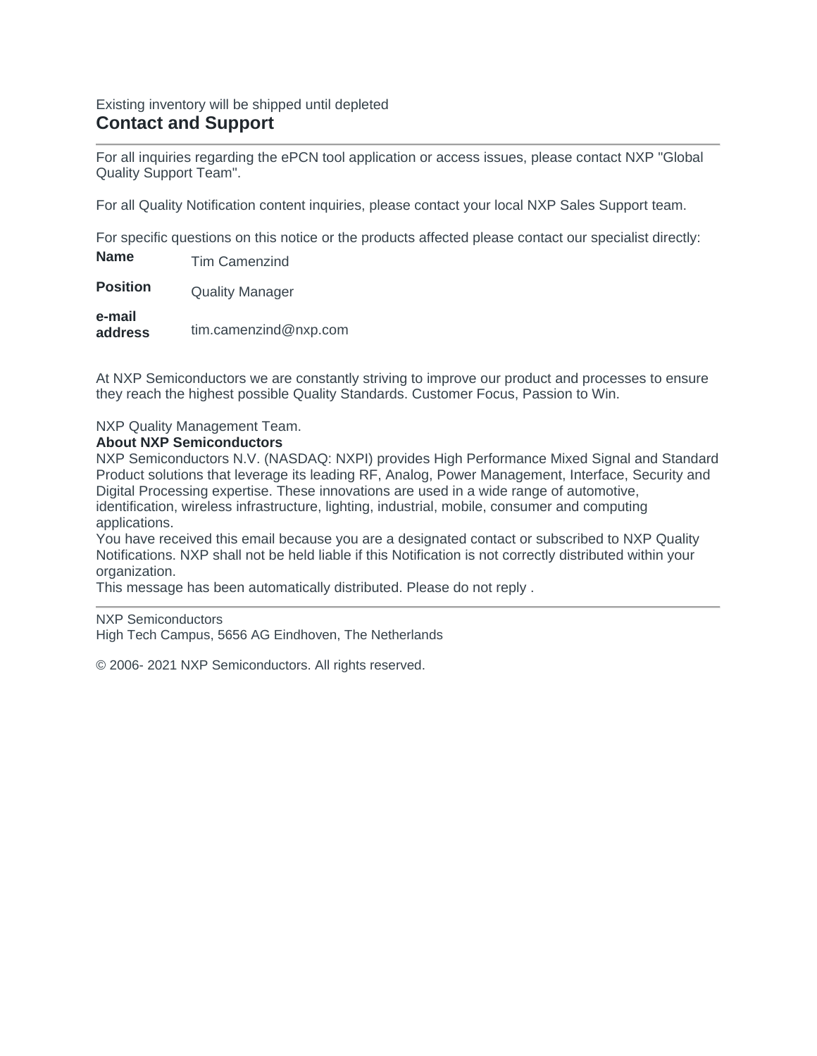Existing inventory will be shipped until depleted

## Contact and Support

For all inquiries regarding the ePCN tool application or access issues, please contact NXP "Global Quality Support Team".

For all Quality Notification content inquiries, please contact your local NXP Sales Support team.

For specific questions on this notice or the products affected please contact our specialist directly:

| | |
|---|---|
| **Name** | Tim Camenzind |
| **Position** | Quality Manager |
| **e-mail address** | tim.camenzind@nxp.com |

At NXP Semiconductors we are constantly striving to improve our product and processes to ensure they reach the highest possible Quality Standards. Customer Focus, Passion to Win.

NXP Quality Management Team.

**About NXP Semiconductors**

NXP Semiconductors N.V. (NASDAQ: NXPI) provides High Performance Mixed Signal and Standard Product solutions that leverage its leading RF, Analog, Power Management, Interface, Security and Digital Processing expertise. These innovations are used in a wide range of automotive, identification, wireless infrastructure, lighting, industrial, mobile, consumer and computing applications.

You have received this email because you are a designated contact or subscribed to NXP Quality Notifications. NXP shall not be held liable if this Notification is not correctly distributed within your organization.

This message has been automatically distributed. Please do not reply .

---

NXP Semiconductors
High Tech Campus, 5656 AG Eindhoven, The Netherlands

© 2006- 2021 NXP Semiconductors. All rights reserved.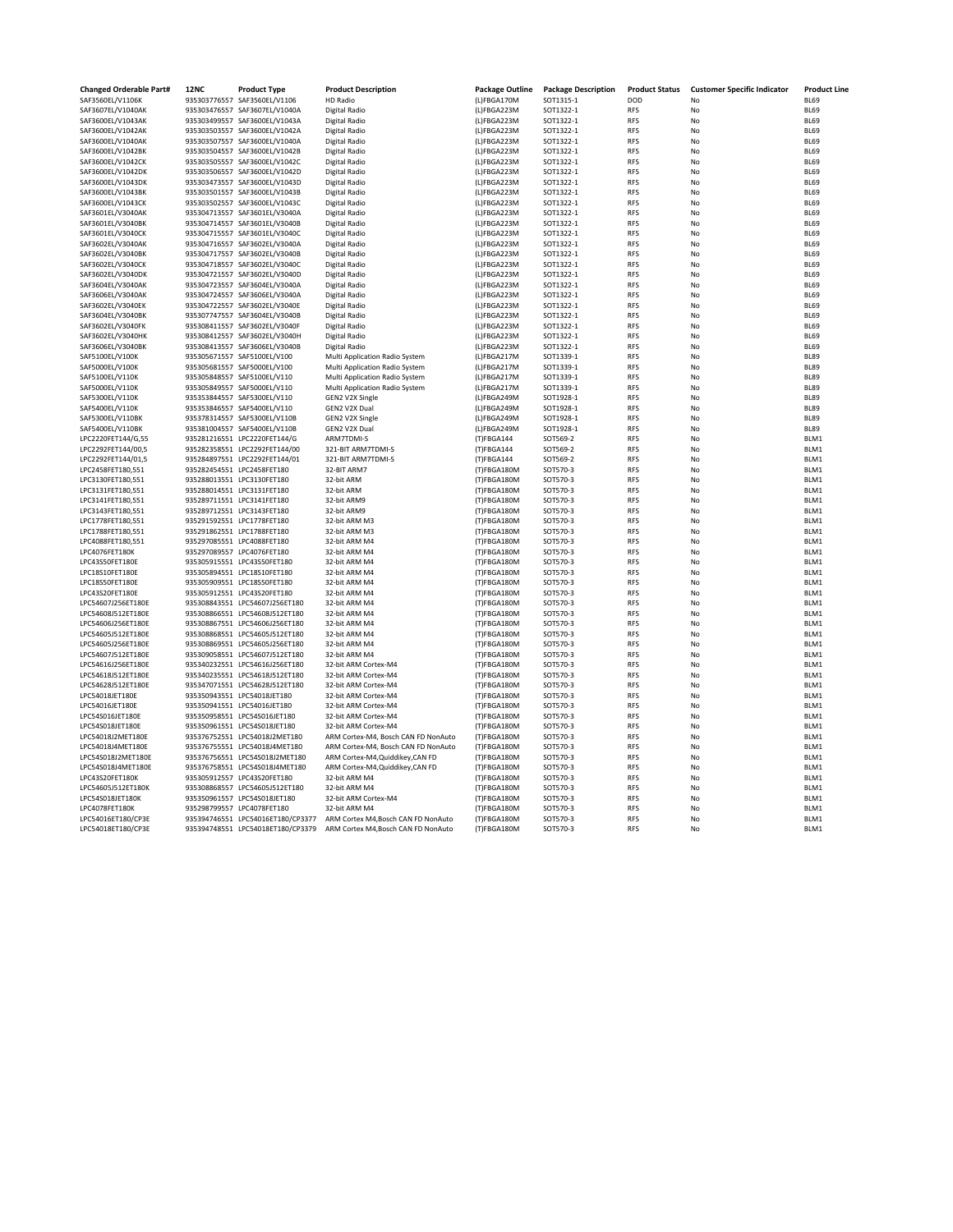| Changed Orderable Part# | 12NC | Product Type | Product Description | Package Outline | Package Description | Product Status | Customer Specific Indicator | Product Line |
|---|---|---|---|---|---|---|---|---|
| SAF3560EL/V1106K | 935303776557 | SAF3560EL/V1106 | HD Radio | (L)FBGA170M | SOT1315-1 | DOD | No | BL69 |
| SAF3607EL/V1040AK | 935303476557 | SAF3607EL/V1040A | Digital Radio | (L)FBGA223M | SOT1322-1 | RFS | No | BL69 |
| SAF3600EL/V1043AK | 935303499557 | SAF3600EL/V1043A | Digital Radio | (L)FBGA223M | SOT1322-1 | RFS | No | BL69 |
| SAF3600EL/V1042AK | 935303503557 | SAF3600EL/V1042A | Digital Radio | (L)FBGA223M | SOT1322-1 | RFS | No | BL69 |
| SAF3600EL/V1040AK | 935303507557 | SAF3600EL/V1040A | Digital Radio | (L)FBGA223M | SOT1322-1 | RFS | No | BL69 |
| SAF3600EL/V1042BK | 935303504557 | SAF3600EL/V1042B | Digital Radio | (L)FBGA223M | SOT1322-1 | RFS | No | BL69 |
| SAF3600EL/V1042CK | 935303505557 | SAF3600EL/V1042C | Digital Radio | (L)FBGA223M | SOT1322-1 | RFS | No | BL69 |
| SAF3600EL/V1042DK | 935303506557 | SAF3600EL/V1042D | Digital Radio | (L)FBGA223M | SOT1322-1 | RFS | No | BL69 |
| SAF3600EL/V1043DK | 935303473557 | SAF3600EL/V1043D | Digital Radio | (L)FBGA223M | SOT1322-1 | RFS | No | BL69 |
| SAF3600EL/V1043BK | 935303501557 | SAF3600EL/V1043B | Digital Radio | (L)FBGA223M | SOT1322-1 | RFS | No | BL69 |
| SAF3600EL/V1043CK | 935303502557 | SAF3600EL/V1043C | Digital Radio | (L)FBGA223M | SOT1322-1 | RFS | No | BL69 |
| SAF3601EL/V3040AK | 935304713557 | SAF3601EL/V3040A | Digital Radio | (L)FBGA223M | SOT1322-1 | RFS | No | BL69 |
| SAF3601EL/V3040BK | 935304714557 | SAF3601EL/V3040B | Digital Radio | (L)FBGA223M | SOT1322-1 | RFS | No | BL69 |
| SAF3601EL/V3040CK | 935304715557 | SAF3601EL/V3040C | Digital Radio | (L)FBGA223M | SOT1322-1 | RFS | No | BL69 |
| SAF3602EL/V3040AK | 935304716557 | SAF3602EL/V3040A | Digital Radio | (L)FBGA223M | SOT1322-1 | RFS | No | BL69 |
| SAF3602EL/V3040BK | 935304717557 | SAF3602EL/V3040B | Digital Radio | (L)FBGA223M | SOT1322-1 | RFS | No | BL69 |
| SAF3602EL/V3040CK | 935304718557 | SAF3602EL/V3040C | Digital Radio | (L)FBGA223M | SOT1322-1 | RFS | No | BL69 |
| SAF3602EL/V3040DK | 935304721557 | SAF3602EL/V3040D | Digital Radio | (L)FBGA223M | SOT1322-1 | RFS | No | BL69 |
| SAF3604EL/V3040AK | 935304723557 | SAF3604EL/V3040A | Digital Radio | (L)FBGA223M | SOT1322-1 | RFS | No | BL69 |
| SAF3606EL/V3040AK | 935304724557 | SAF3606EL/V3040A | Digital Radio | (L)FBGA223M | SOT1322-1 | RFS | No | BL69 |
| SAF3602EL/V3040EK | 935304722557 | SAF3602EL/V3040E | Digital Radio | (L)FBGA223M | SOT1322-1 | RFS | No | BL69 |
| SAF3604EL/V3040BK | 935307747557 | SAF3604EL/V3040B | Digital Radio | (L)FBGA223M | SOT1322-1 | RFS | No | BL69 |
| SAF3602EL/V3040FK | 935308411557 | SAF3602EL/V3040F | Digital Radio | (L)FBGA223M | SOT1322-1 | RFS | No | BL69 |
| SAF3602EL/V3040HK | 935308412557 | SAF3602EL/V3040H | Digital Radio | (L)FBGA223M | SOT1322-1 | RFS | No | BL69 |
| SAF3606EL/V3040BK | 935308413557 | SAF3606EL/V3040B | Digital Radio | (L)FBGA223M | SOT1322-1 | RFS | No | BL69 |
| SAF5100EL/V100K | 935305671557 | SAF5100EL/V100 | Multi Application Radio System | (L)FBGA217M | SOT1339-1 | RFS | No | BL89 |
| SAF5000EL/V100K | 935305681557 | SAF5000EL/V100 | Multi Application Radio System | (L)FBGA217M | SOT1339-1 | RFS | No | BL89 |
| SAF5100EL/V110K | 935305848557 | SAF5100EL/V110 | Multi Application Radio System | (L)FBGA217M | SOT1339-1 | RFS | No | BL89 |
| SAF5000EL/V110K | 935305849557 | SAF5000EL/V110 | Multi Application Radio System | (L)FBGA217M | SOT1339-1 | RFS | No | BL89 |
| SAF5300EL/V110K | 935353844557 | SAF5300EL/V110 | GEN2 V2X Single | (L)FBGA249M | SOT1928-1 | RFS | No | BL89 |
| SAF5400EL/V110K | 935353846557 | SAF5400EL/V110 | GEN2 V2X Dual | (L)FBGA249M | SOT1928-1 | RFS | No | BL89 |
| SAF5300EL/V110BK | 935378314557 | SAF5300EL/V110B | GEN2 V2X Single | (L)FBGA249M | SOT1928-1 | RFS | No | BL89 |
| SAF5400EL/V110BK | 935381004557 | SAF5400EL/V110B | GEN2 V2X Dual | (L)FBGA249M | SOT1928-1 | RFS | No | BL89 |
| LPC2220FET144/G,55 | 935281216551 | LPC2220FET144/G | ARM7TDMI-S | (T)FBGA144 | SOT569-2 | RFS | No | BLM1 |
| LPC2292FET144/00,5 | 935282358551 | LPC2292FET144/00 | 321-BIT ARM7TDMI-S | (T)FBGA144 | SOT569-2 | RFS | No | BLM1 |
| LPC2292FET144/01,5 | 935284897551 | LPC2292FET144/01 | 321-BIT ARM7TDMI-S | (T)FBGA144 | SOT569-2 | RFS | No | BLM1 |
| LPC2458FET180,551 | 935282454551 | LPC2458FET180 | 32-BIT ARM7 | (T)FBGA180M | SOT570-3 | RFS | No | BLM1 |
| LPC3130FET180,551 | 935288013551 | LPC3130FET180 | 32-bit ARM | (T)FBGA180M | SOT570-3 | RFS | No | BLM1 |
| LPC3131FET180,551 | 935288014551 | LPC3131FET180 | 32-bit ARM | (T)FBGA180M | SOT570-3 | RFS | No | BLM1 |
| LPC3141FET180,551 | 935289711551 | LPC3141FET180 | 32-bit ARM9 | (T)FBGA180M | SOT570-3 | RFS | No | BLM1 |
| LPC3143FET180,551 | 935289712551 | LPC3143FET180 | 32-bit ARM9 | (T)FBGA180M | SOT570-3 | RFS | No | BLM1 |
| LPC1778FET180,551 | 935291592551 | LPC1778FET180 | 32-bit ARM M3 | (T)FBGA180M | SOT570-3 | RFS | No | BLM1 |
| LPC1788FET180,551 | 935291862551 | LPC1788FET180 | 32-bit ARM M3 | (T)FBGA180M | SOT570-3 | RFS | No | BLM1 |
| LPC4088FET180,551 | 935297085551 | LPC4088FET180 | 32-bit ARM M4 | (T)FBGA180M | SOT570-3 | RFS | No | BLM1 |
| LPC4076FET180K | 935297089557 | LPC4076FET180 | 32-bit ARM M4 | (T)FBGA180M | SOT570-3 | RFS | No | BLM1 |
| LPC43S50FET180E | 935305915551 | LPC43S50FET180 | 32-bit ARM M4 | (T)FBGA180M | SOT570-3 | RFS | No | BLM1 |
| LPC18S10FET180E | 935305894551 | LPC18S10FET180 | 32-bit ARM M4 | (T)FBGA180M | SOT570-3 | RFS | No | BLM1 |
| LPC18S50FET180E | 935305909551 | LPC18S50FET180 | 32-bit ARM M4 | (T)FBGA180M | SOT570-3 | RFS | No | BLM1 |
| LPC43S20FET180E | 935305912551 | LPC43S20FET180 | 32-bit ARM M4 | (T)FBGA180M | SOT570-3 | RFS | No | BLM1 |
| LPC54607J256ET180E | 935308843551 | LPC54607J256ET180 | 32-bit ARM M4 | (T)FBGA180M | SOT570-3 | RFS | No | BLM1 |
| LPC54608J512ET180E | 935308866551 | LPC54608J512ET180 | 32-bit ARM M4 | (T)FBGA180M | SOT570-3 | RFS | No | BLM1 |
| LPC54606J256ET180E | 935308867551 | LPC54606J256ET180 | 32-bit ARM M4 | (T)FBGA180M | SOT570-3 | RFS | No | BLM1 |
| LPC54605J512ET180E | 935308868551 | LPC54605J512ET180 | 32-bit ARM M4 | (T)FBGA180M | SOT570-3 | RFS | No | BLM1 |
| LPC54605J256ET180E | 935308869551 | LPC54605J256ET180 | 32-bit ARM M4 | (T)FBGA180M | SOT570-3 | RFS | No | BLM1 |
| LPC54607J512ET180E | 935309058551 | LPC54607J512ET180 | 32-bit ARM M4 | (T)FBGA180M | SOT570-3 | RFS | No | BLM1 |
| LPC54616J256ET180E | 935340232551 | LPC54616J256ET180 | 32-bit ARM Cortex-M4 | (T)FBGA180M | SOT570-3 | RFS | No | BLM1 |
| LPC54618J512ET180E | 935340235551 | LPC54618J512ET180 | 32-bit ARM Cortex-M4 | (T)FBGA180M | SOT570-3 | RFS | No | BLM1 |
| LPC54628J512ET180E | 935347071551 | LPC54628J512ET180 | 32-bit ARM Cortex-M4 | (T)FBGA180M | SOT570-3 | RFS | No | BLM1 |
| LPC54018JET180E | 935350943551 | LPC54018JET180 | 32-bit ARM Cortex-M4 | (T)FBGA180M | SOT570-3 | RFS | No | BLM1 |
| LPC54016JET180E | 935350941551 | LPC54016JET180 | 32-bit ARM Cortex-M4 | (T)FBGA180M | SOT570-3 | RFS | No | BLM1 |
| LPC54S016JET180E | 935350958551 | LPC54S016JET180 | 32-bit ARM Cortex-M4 | (T)FBGA180M | SOT570-3 | RFS | No | BLM1 |
| LPC54S018JET180E | 935350961551 | LPC54S018JET180 | 32-bit ARM Cortex-M4 | (T)FBGA180M | SOT570-3 | RFS | No | BLM1 |
| LPC54018J2MET180E | 935376752551 | LPC54018J2MET180 | ARM Cortex-M4, Bosch CAN FD NonAuto | (T)FBGA180M | SOT570-3 | RFS | No | BLM1 |
| LPC54018J4MET180E | 935376755551 | LPC54018J4MET180 | ARM Cortex-M4, Bosch CAN FD NonAuto | (T)FBGA180M | SOT570-3 | RFS | No | BLM1 |
| LPC54S018J2MET180E | 935376756551 | LPC54S018J2MET180 | ARM Cortex-M4,Quiddikey,CAN FD | (T)FBGA180M | SOT570-3 | RFS | No | BLM1 |
| LPC54S018J4MET180E | 935376758551 | LPC54S018J4MET180 | ARM Cortex-M4,Quiddikey,CAN FD | (T)FBGA180M | SOT570-3 | RFS | No | BLM1 |
| LPC43S20FET180K | 935305912557 | LPC43S20FET180 | 32-bit ARM M4 | (T)FBGA180M | SOT570-3 | RFS | No | BLM1 |
| LPC54605J512ET180K | 935308868557 | LPC54605J512ET180 | 32-bit ARM M4 | (T)FBGA180M | SOT570-3 | RFS | No | BLM1 |
| LPC54S018JET180K | 935350961557 | LPC54S018JET180 | 32-bit ARM Cortex-M4 | (T)FBGA180M | SOT570-3 | RFS | No | BLM1 |
| LPC4078FET180K | 935298799557 | LPC4078FET180 | 32-bit ARM M4 | (T)FBGA180M | SOT570-3 | RFS | No | BLM1 |
| LPC54016ET180/CP3E | 935394746551 | LPC54016ET180/CP3377 | ARM Cortex M4,Bosch CAN FD NonAuto | (T)FBGA180M | SOT570-3 | RFS | No | BLM1 |
| LPC54018ET180/CP3E | 935394748551 | LPC54018ET180/CP3379 | ARM Cortex M4,Bosch CAN FD NonAuto | (T)FBGA180M | SOT570-3 | RFS | No | BLM1 |